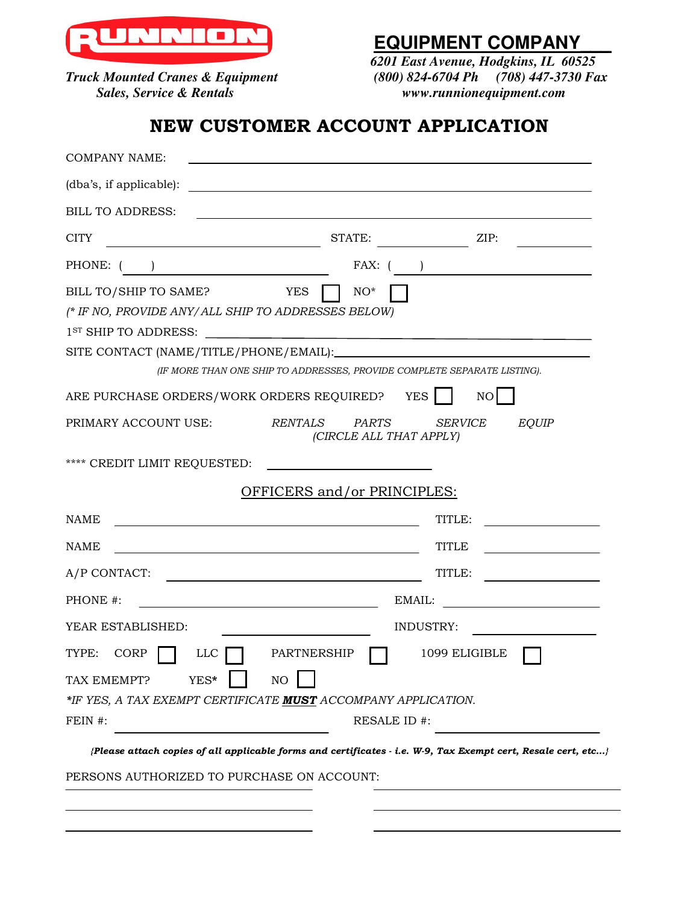**RUNNION**

*Truck Mounted Cranes & Equipment*
*Sales, Service & Rentals*

**EQUIPMENT COMPANY**

***6201 East Avenue, Hodgkins, IL 60525***
***(800) 824-6704 Ph (708) 447-3730 Fax***
***www.runnionequipment.com***

# NEW CUSTOMER ACCOUNT APPLICATION

COMPANY NAME: ______________________________________________

(dba's, if applicable): ______________________________________________

BILL TO ADDRESS: ______________________________________________

CITY ______________________ STATE: ____________ ZIP: __________

PHONE: ( ) ______________________ FAX: ( ) ______________________

BILL TO/SHIP TO SAME? YES ☐ NO* ☐

*(* IF NO, PROVIDE ANY/ALL SHIP TO ADDRESSES BELOW)*

1ST SHIP TO ADDRESS: ______________________________________________

SITE CONTACT (NAME/TITLE/PHONE/EMAIL):______________________________________________

*(IF MORE THAN ONE SHIP TO ADDRESSES, PROVIDE COMPLETE SEPARATE LISTING).*

ARE PURCHASE ORDERS/WORK ORDERS REQUIRED? YES ☐ NO ☐

PRIMARY ACCOUNT USE: *RENTALS PARTS SERVICE EQUIP*
*(CIRCLE ALL THAT APPLY)*

**** CREDIT LIMIT REQUESTED: ______________________

OFFICERS and/or PRINCIPLES:

NAME ______________________________ TITLE: ______________

NAME ______________________________ TITLE ______________

A/P CONTACT: ______________________________ TITLE: ______________

PHONE #: ______________________________ EMAIL: ______________

YEAR ESTABLISHED: ______________ INDUSTRY: ______________

TYPE: CORP ☐ LLC ☐ PARTNERSHIP ☐ 1099 ELIGIBLE ☐

TAX EMEMPT? YES* ☐ NO ☐

**IF YES, A TAX EXEMPT CERTIFICATE* ***MUST*** *ACCOMPANY APPLICATION.*

FEIN #: ______________________ RESALE ID #: ______________________

***{Please attach copies of all applicable forms and certificates - i.e. W-9, Tax Exempt cert, Resale cert, etc…}***

PERSONS AUTHORIZED TO PURCHASE ON ACCOUNT:

______________________________ ______________________________

______________________________ ______________________________

______________________________ ______________________________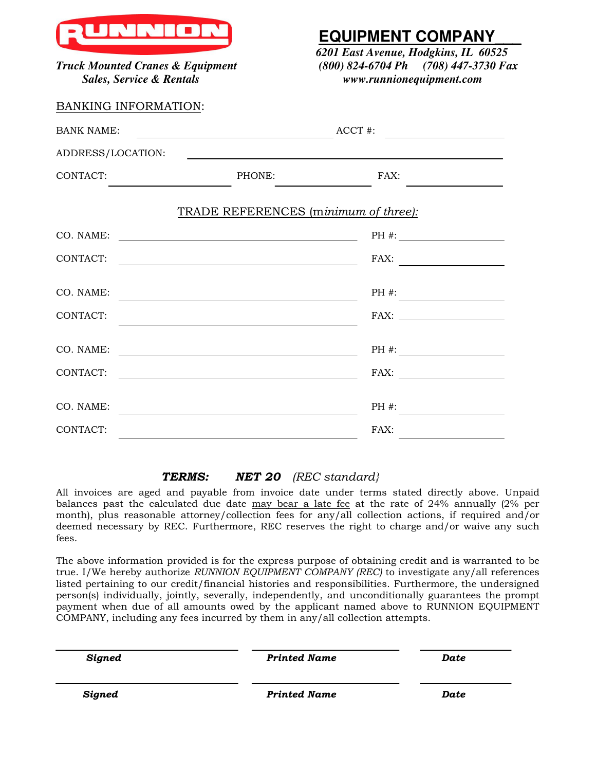**RUNNION** **EQUIPMENT COMPANY**

*Truck Mounted Cranes & Equipment*
*Sales, Service & Rentals*

*6201 East Avenue, Hodgkins, IL 60525*
*(800) 824-6704 Ph (708) 447-3730 Fax*
*www.runnionequipment.com*

BANKING INFORMATION:

BANK NAME: ______________________________ ACCT #: ________________

ADDRESS/LOCATION: ______________________________________________

CONTACT: ________________ PHONE: ______________ FAX: ______________

TRADE REFERENCES (m*inimum of three):*

CO. NAME: ______________________________ PH #: ________________

CONTACT: ______________________________ FAX: ________________

CO. NAME: ______________________________ PH #: ________________

CONTACT: ______________________________ FAX: ________________

CO. NAME: ______________________________ PH #: ________________

CONTACT: ______________________________ FAX: ________________

CO. NAME: ______________________________ PH #: ________________

CONTACT: ______________________________ FAX: ________________

***TERMS:*** ***NET 20*** *(REC standard}*

All invoices are aged and payable from invoice date under terms stated directly above. Unpaid balances past the calculated due date may bear a late fee at the rate of 24% annually (2% per month), plus reasonable attorney/collection fees for any/all collection actions, if required and/or deemed necessary by REC. Furthermore, REC reserves the right to charge and/or waive any such fees.

The above information provided is for the express purpose of obtaining credit and is warranted to be true. I/We hereby authorize *RUNNION EQUIPMENT COMPANY (REC)* to investigate any/all references listed pertaining to our credit/financial histories and responsibilities. Furthermore, the undersigned person(s) individually, jointly, severally, independently, and unconditionally guarantees the prompt payment when due of all amounts owed by the applicant named above to RUNNION EQUIPMENT COMPANY, including any fees incurred by them in any/all collection attempts.

______________________ ______________________ ______________
***Signed*** ***Printed Name*** ***Date***

______________________ ______________________ ______________
***Signed*** ***Printed Name*** ***Date***